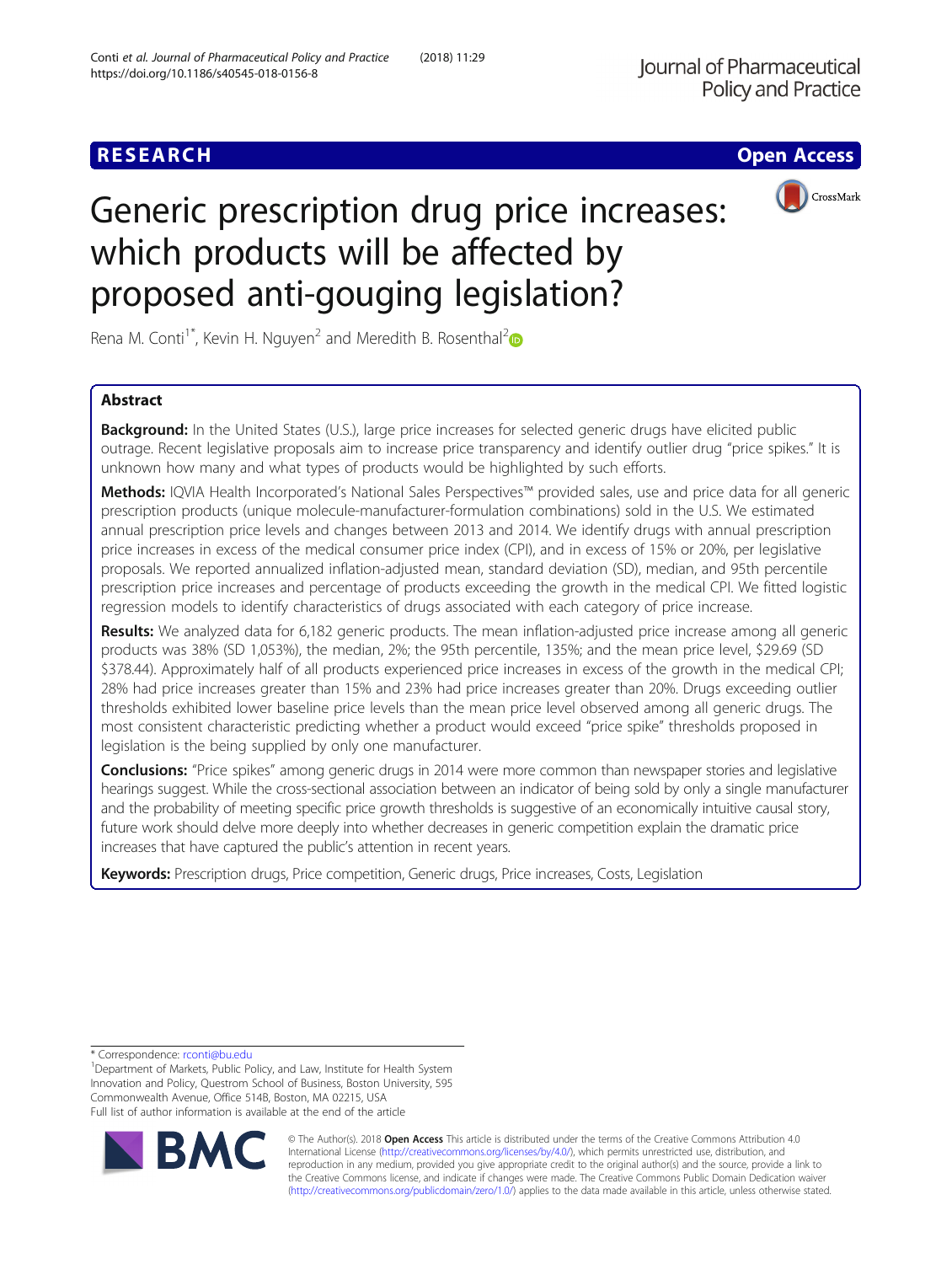RESEARCH

Open Access

# Generic prescription drug price increases: which products will be affected by proposed anti-gouging legislation?

Rena M. Conti[1*], Kevin H. Nguyen[2] and Meredith B. Rosenthal[2]

## Abstract

**Background:** In the United States (U.S.), large price increases for selected generic drugs have elicited public outrage. Recent legislative proposals aim to increase price transparency and identify outlier drug "price spikes." It is unknown how many and what types of products would be highlighted by such efforts.

**Methods:** IQVIA Health Incorporated's National Sales Perspectives™ provided sales, use and price data for all generic prescription products (unique molecule-manufacturer-formulation combinations) sold in the U.S. We estimated annual prescription price levels and changes between 2013 and 2014. We identify drugs with annual prescription price increases in excess of the medical consumer price index (CPI), and in excess of 15% or 20%, per legislative proposals. We reported annualized inflation-adjusted mean, standard deviation (SD), median, and 95th percentile prescription price increases and percentage of products exceeding the growth in the medical CPI. We fitted logistic regression models to identify characteristics of drugs associated with each category of price increase.

**Results:** We analyzed data for 6,182 generic products. The mean inflation-adjusted price increase among all generic products was 38% (SD 1,053%), the median, 2%; the 95th percentile, 135%; and the mean price level, $29.69 (SD $378.44). Approximately half of all products experienced price increases in excess of the growth in the medical CPI; 28% had price increases greater than 15% and 23% had price increases greater than 20%. Drugs exceeding outlier thresholds exhibited lower baseline price levels than the mean price level observed among all generic drugs. The most consistent characteristic predicting whether a product would exceed "price spike" thresholds proposed in legislation is the being supplied by only one manufacturer.

**Conclusions:** "Price spikes" among generic drugs in 2014 were more common than newspaper stories and legislative hearings suggest. While the cross-sectional association between an indicator of being sold by only a single manufacturer and the probability of meeting specific price growth thresholds is suggestive of an economically intuitive causal story, future work should delve more deeply into whether decreases in generic competition explain the dramatic price increases that have captured the public's attention in recent years.

**Keywords:** Prescription drugs, Price competition, Generic drugs, Price increases, Costs, Legislation

---

* Correspondence: rconti@bu.edu

[1]Department of Markets, Public Policy, and Law, Institute for Health System Innovation and Policy, Questrom School of Business, Boston University, 595 Commonwealth Avenue, Office 514B, Boston, MA 02215, USA

Full list of author information is available at the end of the article

© The Author(s). 2018 **Open Access** This article is distributed under the terms of the Creative Commons Attribution 4.0 International License (http://creativecommons.org/licenses/by/4.0/), which permits unrestricted use, distribution, and reproduction in any medium, provided you give appropriate credit to the original author(s) and the source, provide a link to the Creative Commons license, and indicate if changes were made. The Creative Commons Public Domain Dedication waiver (http://creativecommons.org/publicdomain/zero/1.0/) applies to the data made available in this article, unless otherwise stated.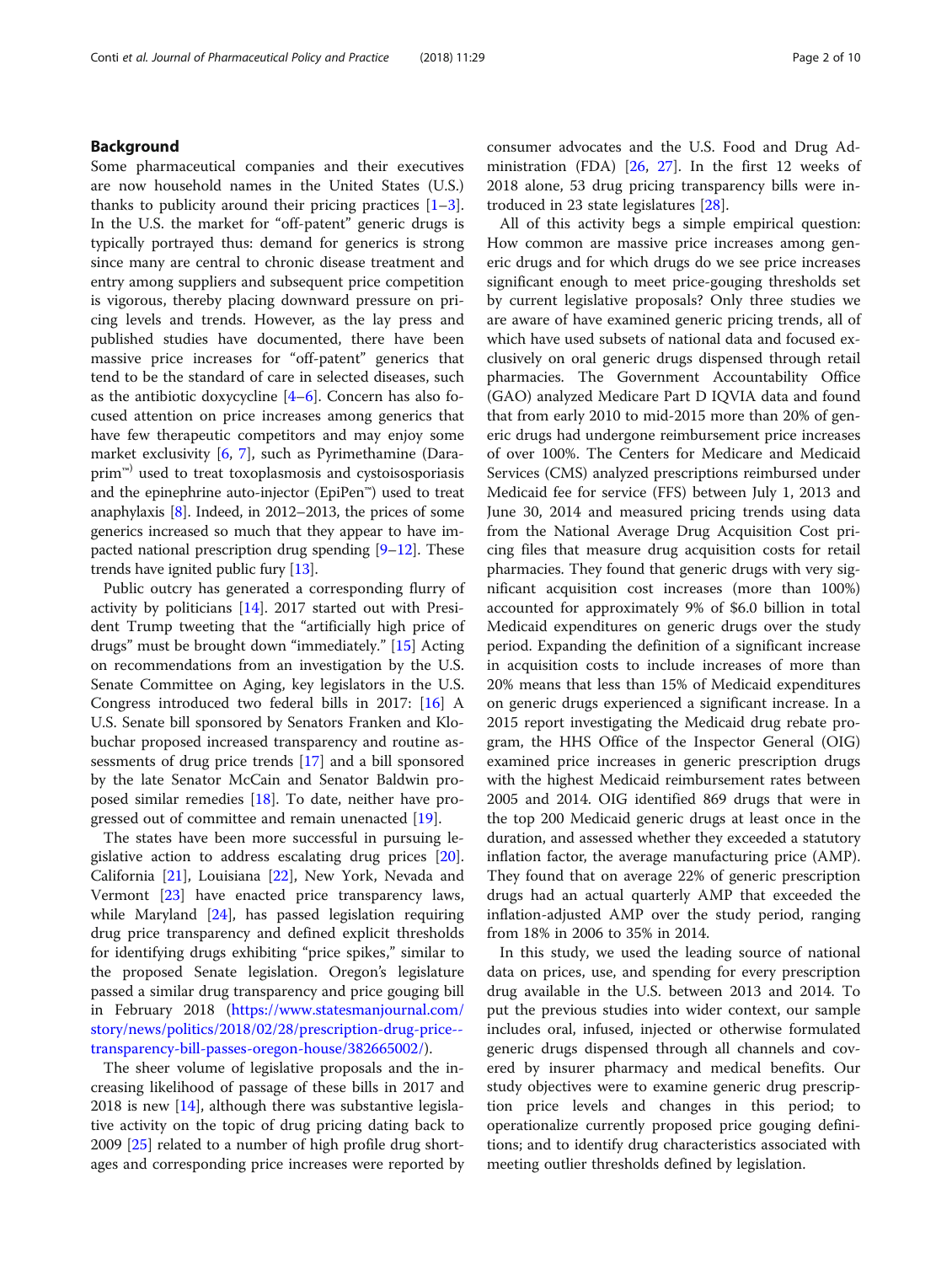## Background

Some pharmaceutical companies and their executives are now household names in the United States (U.S.) thanks to publicity around their pricing practices [1–3]. In the U.S. the market for "off-patent" generic drugs is typically portrayed thus: demand for generics is strong since many are central to chronic disease treatment and entry among suppliers and subsequent price competition is vigorous, thereby placing downward pressure on pricing levels and trends. However, as the lay press and published studies have documented, there have been massive price increases for "off-patent" generics that tend to be the standard of care in selected diseases, such as the antibiotic doxycycline [4–6]. Concern has also focused attention on price increases among generics that have few therapeutic competitors and may enjoy some market exclusivity [6, 7], such as Pyrimethamine (Daraprim™) used to treat toxoplasmosis and cystoisosporiasis and the epinephrine auto-injector (EpiPen™) used to treat anaphylaxis [8]. Indeed, in 2012–2013, the prices of some generics increased so much that they appear to have impacted national prescription drug spending [9–12]. These trends have ignited public fury [13].

Public outcry has generated a corresponding flurry of activity by politicians [14]. 2017 started out with President Trump tweeting that the "artificially high price of drugs" must be brought down "immediately." [15] Acting on recommendations from an investigation by the U.S. Senate Committee on Aging, key legislators in the U.S. Congress introduced two federal bills in 2017: [16] A U.S. Senate bill sponsored by Senators Franken and Klobuchar proposed increased transparency and routine assessments of drug price trends [17] and a bill sponsored by the late Senator McCain and Senator Baldwin proposed similar remedies [18]. To date, neither have progressed out of committee and remain unenacted [19].

The states have been more successful in pursuing legislative action to address escalating drug prices [20]. California [21], Louisiana [22], New York, Nevada and Vermont [23] have enacted price transparency laws, while Maryland [24], has passed legislation requiring drug price transparency and defined explicit thresholds for identifying drugs exhibiting "price spikes," similar to the proposed Senate legislation. Oregon's legislature passed a similar drug transparency and price gouging bill in February 2018 (https://www.statesmanjournal.com/story/news/politics/2018/02/28/prescription-drug-price--transparency-bill-passes-oregon-house/382665002/).

The sheer volume of legislative proposals and the increasing likelihood of passage of these bills in 2017 and 2018 is new [14], although there was substantive legislative activity on the topic of drug pricing dating back to 2009 [25] related to a number of high profile drug shortages and corresponding price increases were reported by consumer advocates and the U.S. Food and Drug Administration (FDA) [26, 27]. In the first 12 weeks of 2018 alone, 53 drug pricing transparency bills were introduced in 23 state legislatures [28].

All of this activity begs a simple empirical question: How common are massive price increases among generic drugs and for which drugs do we see price increases significant enough to meet price-gouging thresholds set by current legislative proposals? Only three studies we are aware of have examined generic pricing trends, all of which have used subsets of national data and focused exclusively on oral generic drugs dispensed through retail pharmacies. The Government Accountability Office (GAO) analyzed Medicare Part D IQVIA data and found that from early 2010 to mid-2015 more than 20% of generic drugs had undergone reimbursement price increases of over 100%. The Centers for Medicare and Medicaid Services (CMS) analyzed prescriptions reimbursed under Medicaid fee for service (FFS) between July 1, 2013 and June 30, 2014 and measured pricing trends using data from the National Average Drug Acquisition Cost pricing files that measure drug acquisition costs for retail pharmacies. They found that generic drugs with very significant acquisition cost increases (more than 100%) accounted for approximately 9% of $6.0 billion in total Medicaid expenditures on generic drugs over the study period. Expanding the definition of a significant increase in acquisition costs to include increases of more than 20% means that less than 15% of Medicaid expenditures on generic drugs experienced a significant increase. In a 2015 report investigating the Medicaid drug rebate program, the HHS Office of the Inspector General (OIG) examined price increases in generic prescription drugs with the highest Medicaid reimbursement rates between 2005 and 2014. OIG identified 869 drugs that were in the top 200 Medicaid generic drugs at least once in the duration, and assessed whether they exceeded a statutory inflation factor, the average manufacturing price (AMP). They found that on average 22% of generic prescription drugs had an actual quarterly AMP that exceeded the inflation-adjusted AMP over the study period, ranging from 18% in 2006 to 35% in 2014.

In this study, we used the leading source of national data on prices, use, and spending for every prescription drug available in the U.S. between 2013 and 2014. To put the previous studies into wider context, our sample includes oral, infused, injected or otherwise formulated generic drugs dispensed through all channels and covered by insurer pharmacy and medical benefits. Our study objectives were to examine generic drug prescription price levels and changes in this period; to operationalize currently proposed price gouging definitions; and to identify drug characteristics associated with meeting outlier thresholds defined by legislation.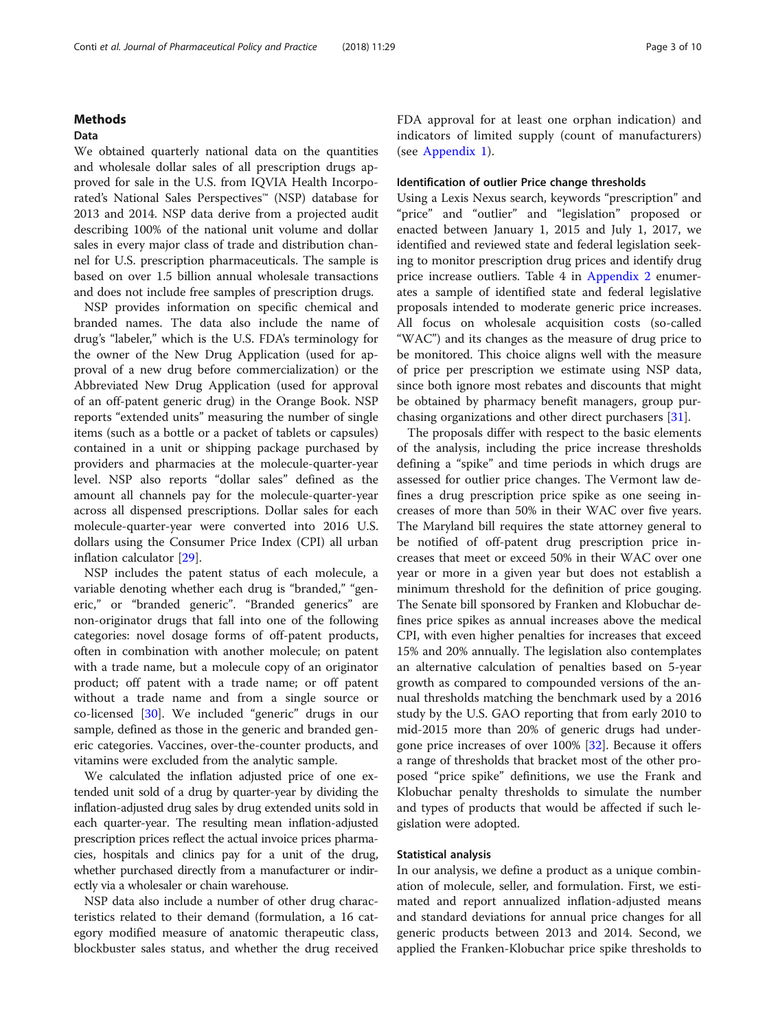## Methods

### Data

We obtained quarterly national data on the quantities and wholesale dollar sales of all prescription drugs approved for sale in the U.S. from IQVIA Health Incorporated's National Sales Perspectives™ (NSP) database for 2013 and 2014. NSP data derive from a projected audit describing 100% of the national unit volume and dollar sales in every major class of trade and distribution channel for U.S. prescription pharmaceuticals. The sample is based on over 1.5 billion annual wholesale transactions and does not include free samples of prescription drugs.

NSP provides information on specific chemical and branded names. The data also include the name of drug's "labeler," which is the U.S. FDA's terminology for the owner of the New Drug Application (used for approval of a new drug before commercialization) or the Abbreviated New Drug Application (used for approval of an off-patent generic drug) in the Orange Book. NSP reports "extended units" measuring the number of single items (such as a bottle or a packet of tablets or capsules) contained in a unit or shipping package purchased by providers and pharmacies at the molecule-quarter-year level. NSP also reports "dollar sales" defined as the amount all channels pay for the molecule-quarter-year across all dispensed prescriptions. Dollar sales for each molecule-quarter-year were converted into 2016 U.S. dollars using the Consumer Price Index (CPI) all urban inflation calculator [29].

NSP includes the patent status of each molecule, a variable denoting whether each drug is "branded," "generic," or "branded generic". "Branded generics" are non-originator drugs that fall into one of the following categories: novel dosage forms of off-patent products, often in combination with another molecule; on patent with a trade name, but a molecule copy of an originator product; off patent with a trade name; or off patent without a trade name and from a single source or co-licensed [30]. We included "generic" drugs in our sample, defined as those in the generic and branded generic categories. Vaccines, over-the-counter products, and vitamins were excluded from the analytic sample.

We calculated the inflation adjusted price of one extended unit sold of a drug by quarter-year by dividing the inflation-adjusted drug sales by drug extended units sold in each quarter-year. The resulting mean inflation-adjusted prescription prices reflect the actual invoice prices pharmacies, hospitals and clinics pay for a unit of the drug, whether purchased directly from a manufacturer or indirectly via a wholesaler or chain warehouse.

NSP data also include a number of other drug characteristics related to their demand (formulation, a 16 category modified measure of anatomic therapeutic class, blockbuster sales status, and whether the drug received FDA approval for at least one orphan indication) and indicators of limited supply (count of manufacturers) (see Appendix 1).

### Identification of outlier Price change thresholds

Using a Lexis Nexus search, keywords "prescription" and "price" and "outlier" and "legislation" proposed or enacted between January 1, 2015 and July 1, 2017, we identified and reviewed state and federal legislation seeking to monitor prescription drug prices and identify drug price increase outliers. Table 4 in Appendix 2 enumerates a sample of identified state and federal legislative proposals intended to moderate generic price increases. All focus on wholesale acquisition costs (so-called "WAC") and its changes as the measure of drug price to be monitored. This choice aligns well with the measure of price per prescription we estimate using NSP data, since both ignore most rebates and discounts that might be obtained by pharmacy benefit managers, group purchasing organizations and other direct purchasers [31].

The proposals differ with respect to the basic elements of the analysis, including the price increase thresholds defining a "spike" and time periods in which drugs are assessed for outlier price changes. The Vermont law defines a drug prescription price spike as one seeing increases of more than 50% in their WAC over five years. The Maryland bill requires the state attorney general to be notified of off-patent drug prescription price increases that meet or exceed 50% in their WAC over one year or more in a given year but does not establish a minimum threshold for the definition of price gouging. The Senate bill sponsored by Franken and Klobuchar defines price spikes as annual increases above the medical CPI, with even higher penalties for increases that exceed 15% and 20% annually. The legislation also contemplates an alternative calculation of penalties based on 5-year growth as compared to compounded versions of the annual thresholds matching the benchmark used by a 2016 study by the U.S. GAO reporting that from early 2010 to mid-2015 more than 20% of generic drugs had undergone price increases of over 100% [32]. Because it offers a range of thresholds that bracket most of the other proposed "price spike" definitions, we use the Frank and Klobuchar penalty thresholds to simulate the number and types of products that would be affected if such legislation were adopted.

### Statistical analysis

In our analysis, we define a product as a unique combination of molecule, seller, and formulation. First, we estimated and report annualized inflation-adjusted means and standard deviations for annual price changes for all generic products between 2013 and 2014. Second, we applied the Franken-Klobuchar price spike thresholds to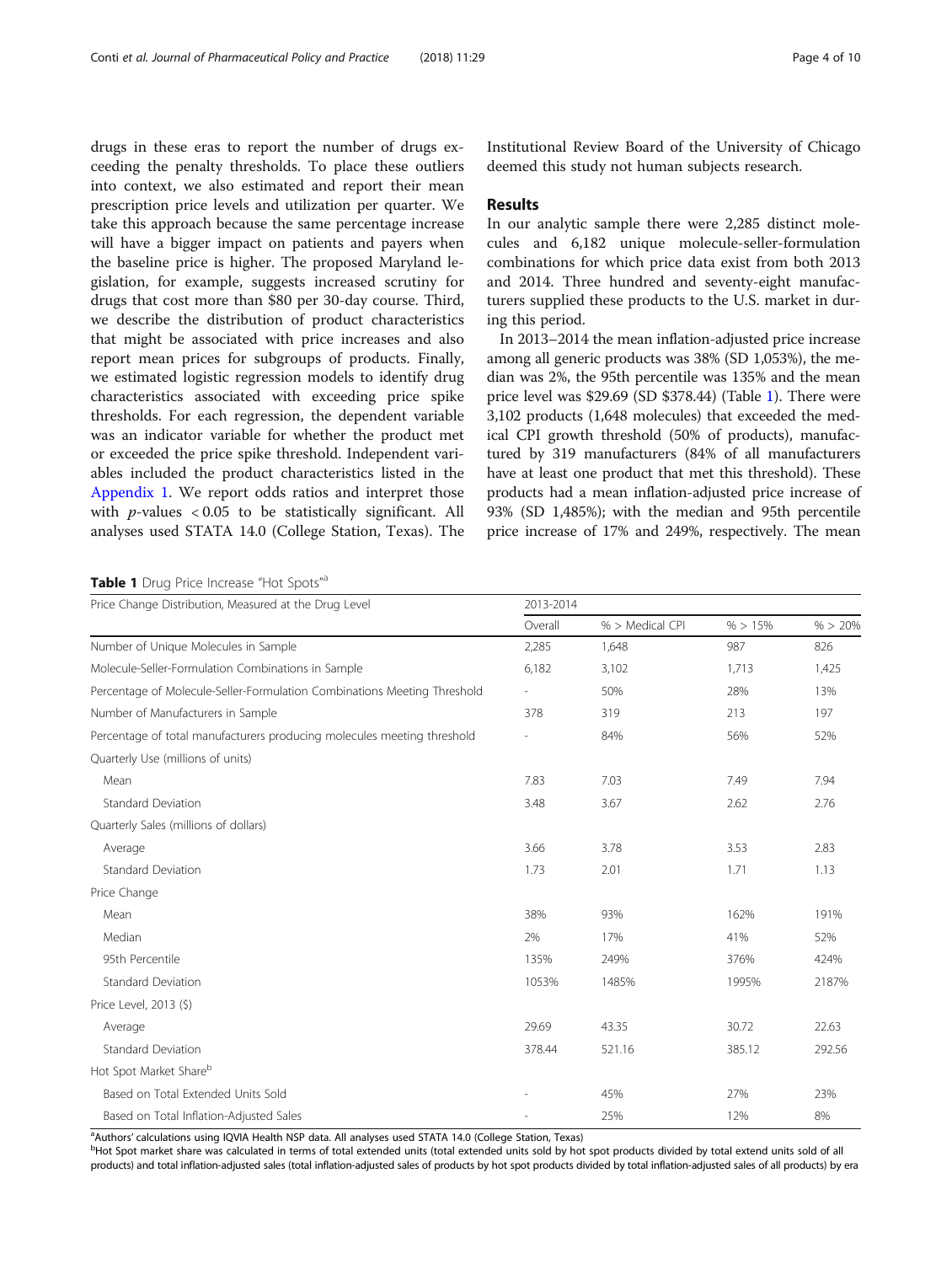drugs in these eras to report the number of drugs exceeding the penalty thresholds. To place these outliers into context, we also estimated and report their mean prescription price levels and utilization per quarter. We take this approach because the same percentage increase will have a bigger impact on patients and payers when the baseline price is higher. The proposed Maryland legislation, for example, suggests increased scrutiny for drugs that cost more than $80 per 30-day course. Third, we describe the distribution of product characteristics that might be associated with price increases and also report mean prices for subgroups of products. Finally, we estimated logistic regression models to identify drug characteristics associated with exceeding price spike thresholds. For each regression, the dependent variable was an indicator variable for whether the product met or exceeded the price spike threshold. Independent variables included the product characteristics listed in the Appendix 1. We report odds ratios and interpret those with $p$-values $< 0.05$ to be statistically significant. All analyses used STATA 14.0 (College Station, Texas). The Institutional Review Board of the University of Chicago deemed this study not human subjects research.

## Results

In our analytic sample there were 2,285 distinct molecules and 6,182 unique molecule-seller-formulation combinations for which price data exist from both 2013 and 2014. Three hundred and seventy-eight manufacturers supplied these products to the U.S. market in during this period.

In 2013–2014 the mean inflation-adjusted price increase among all generic products was 38% (SD 1,053%), the median was 2%, the 95th percentile was 135% and the mean price level was $29.69 (SD $378.44) (Table 1). There were 3,102 products (1,648 molecules) that exceeded the medical CPI growth threshold (50% of products), manufactured by 319 manufacturers (84% of all manufacturers have at least one product that met this threshold). These products had a mean inflation-adjusted price increase of 93% (SD 1,485%); with the median and 95th percentile price increase of 17% and 249%, respectively. The mean

**Table 1** Drug Price Increase "Hot Spots"[a]

| Price Change Distribution, Measured at the Drug Level | 2013-2014 | | | |
|---|---|---|---|---|
| | Overall | % > Medical CPI | % > 15% | % > 20% |
| Number of Unique Molecules in Sample | 2,285 | 1,648 | 987 | 826 |
| Molecule-Seller-Formulation Combinations in Sample | 6,182 | 3,102 | 1,713 | 1,425 |
| Percentage of Molecule-Seller-Formulation Combinations Meeting Threshold | - | 50% | 28% | 13% |
| Number of Manufacturers in Sample | 378 | 319 | 213 | 197 |
| Percentage of total manufacturers producing molecules meeting threshold | - | 84% | 56% | 52% |
| Quarterly Use (millions of units) | | | | |
| Mean | 7.83 | 7.03 | 7.49 | 7.94 |
| Standard Deviation | 3.48 | 3.67 | 2.62 | 2.76 |
| Quarterly Sales (millions of dollars) | | | | |
| Average | 3.66 | 3.78 | 3.53 | 2.83 |
| Standard Deviation | 1.73 | 2.01 | 1.71 | 1.13 |
| Price Change | | | | |
| Mean | 38% | 93% | 162% | 191% |
| Median | 2% | 17% | 41% | 52% |
| 95th Percentile | 135% | 249% | 376% | 424% |
| Standard Deviation | 1053% | 1485% | 1995% | 2187% |
| Price Level, 2013 ($) | | | | |
| Average | 29.69 | 43.35 | 30.72 | 22.63 |
| Standard Deviation | 378.44 | 521.16 | 385.12 | 292.56 |
| Hot Spot Market Share[b] | | | | |
| Based on Total Extended Units Sold | - | 45% | 27% | 23% |
| Based on Total Inflation-Adjusted Sales | - | 25% | 12% | 8% |

[a]Authors' calculations using IQVIA Health NSP data. All analyses used STATA 14.0 (College Station, Texas)

[b]Hot Spot market share was calculated in terms of total extended units (total extended units sold by hot spot products divided by total extend units sold of all products) and total inflation-adjusted sales (total inflation-adjusted sales of products by hot spot products divided by total inflation-adjusted sales of all products) by era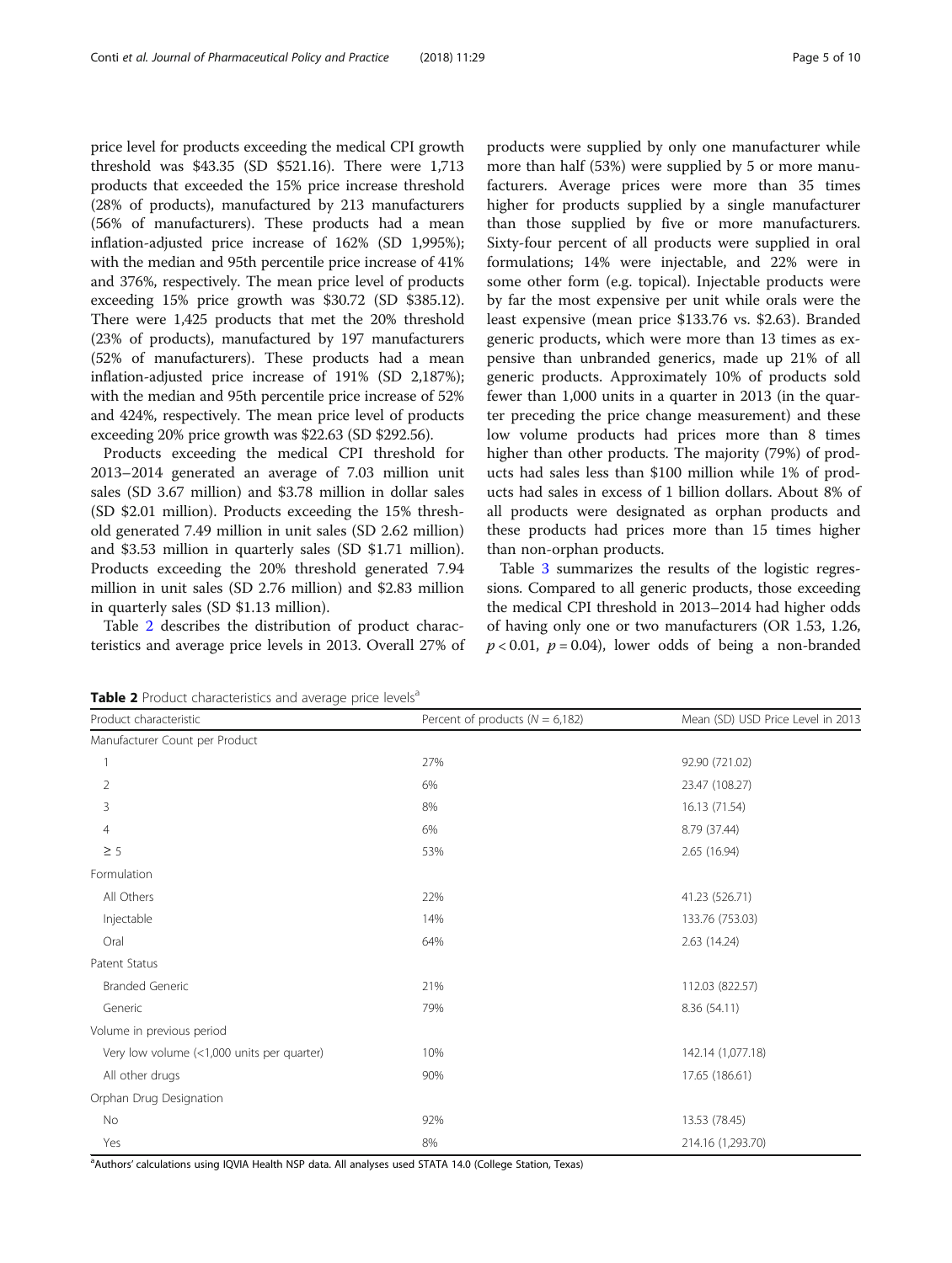price level for products exceeding the medical CPI growth threshold was $43.35 (SD $521.16). There were 1,713 products that exceeded the 15% price increase threshold (28% of products), manufactured by 213 manufacturers (56% of manufacturers). These products had a mean inflation-adjusted price increase of 162% (SD 1,995%); with the median and 95th percentile price increase of 41% and 376%, respectively. The mean price level of products exceeding 15% price growth was $30.72 (SD $385.12). There were 1,425 products that met the 20% threshold (23% of products), manufactured by 197 manufacturers (52% of manufacturers). These products had a mean inflation-adjusted price increase of 191% (SD 2,187%); with the median and 95th percentile price increase of 52% and 424%, respectively. The mean price level of products exceeding 20% price growth was $22.63 (SD $292.56).

Products exceeding the medical CPI threshold for 2013–2014 generated an average of 7.03 million unit sales (SD 3.67 million) and $3.78 million in dollar sales (SD $2.01 million). Products exceeding the 15% threshold generated 7.49 million in unit sales (SD 2.62 million) and $3.53 million in quarterly sales (SD $1.71 million). Products exceeding the 20% threshold generated 7.94 million in unit sales (SD 2.76 million) and $2.83 million in quarterly sales (SD $1.13 million).

Table 2 describes the distribution of product characteristics and average price levels in 2013. Overall 27% of products were supplied by only one manufacturer while more than half (53%) were supplied by 5 or more manufacturers. Average prices were more than 35 times higher for products supplied by a single manufacturer than those supplied by five or more manufacturers. Sixty-four percent of all products were supplied in oral formulations; 14% were injectable, and 22% were in some other form (e.g. topical). Injectable products were by far the most expensive per unit while orals were the least expensive (mean price $133.76 vs. $2.63). Branded generic products, which were more than 13 times as expensive than unbranded generics, made up 21% of all generic products. Approximately 10% of products sold fewer than 1,000 units in a quarter in 2013 (in the quarter preceding the price change measurement) and these low volume products had prices more than 8 times higher than other products. The majority (79%) of products had sales less than $100 million while 1% of products had sales in excess of 1 billion dollars. About 8% of all products were designated as orphan products and these products had prices more than 15 times higher than non-orphan products.

Table 3 summarizes the results of the logistic regressions. Compared to all generic products, those exceeding the medical CPI threshold in 2013–2014 had higher odds of having only one or two manufacturers (OR 1.53, 1.26, $p < 0.01$, $p = 0.04$), lower odds of being a non-branded

**Table 2** Product characteristics and average price levels[a]

| Product characteristic | Percent of products ($N = 6,182$) | Mean (SD) USD Price Level in 2013 |
| --- | --- | --- |
| Manufacturer Count per Product | | |
| 1 | 27% | 92.90 (721.02) |
| 2 | 6% | 23.47 (108.27) |
| 3 | 8% | 16.13 (71.54) |
| 4 | 6% | 8.79 (37.44) |
| ≥ 5 | 53% | 2.65 (16.94) |
| Formulation | | |
| All Others | 22% | 41.23 (526.71) |
| Injectable | 14% | 133.76 (753.03) |
| Oral | 64% | 2.63 (14.24) |
| Patent Status | | |
| Branded Generic | 21% | 112.03 (822.57) |
| Generic | 79% | 8.36 (54.11) |
| Volume in previous period | | |
| Very low volume (<1,000 units per quarter) | 10% | 142.14 (1,077.18) |
| All other drugs | 90% | 17.65 (186.61) |
| Orphan Drug Designation | | |
| No | 92% | 13.53 (78.45) |
| Yes | 8% | 214.16 (1,293.70) |

[a]Authors' calculations using IQVIA Health NSP data. All analyses used STATA 14.0 (College Station, Texas)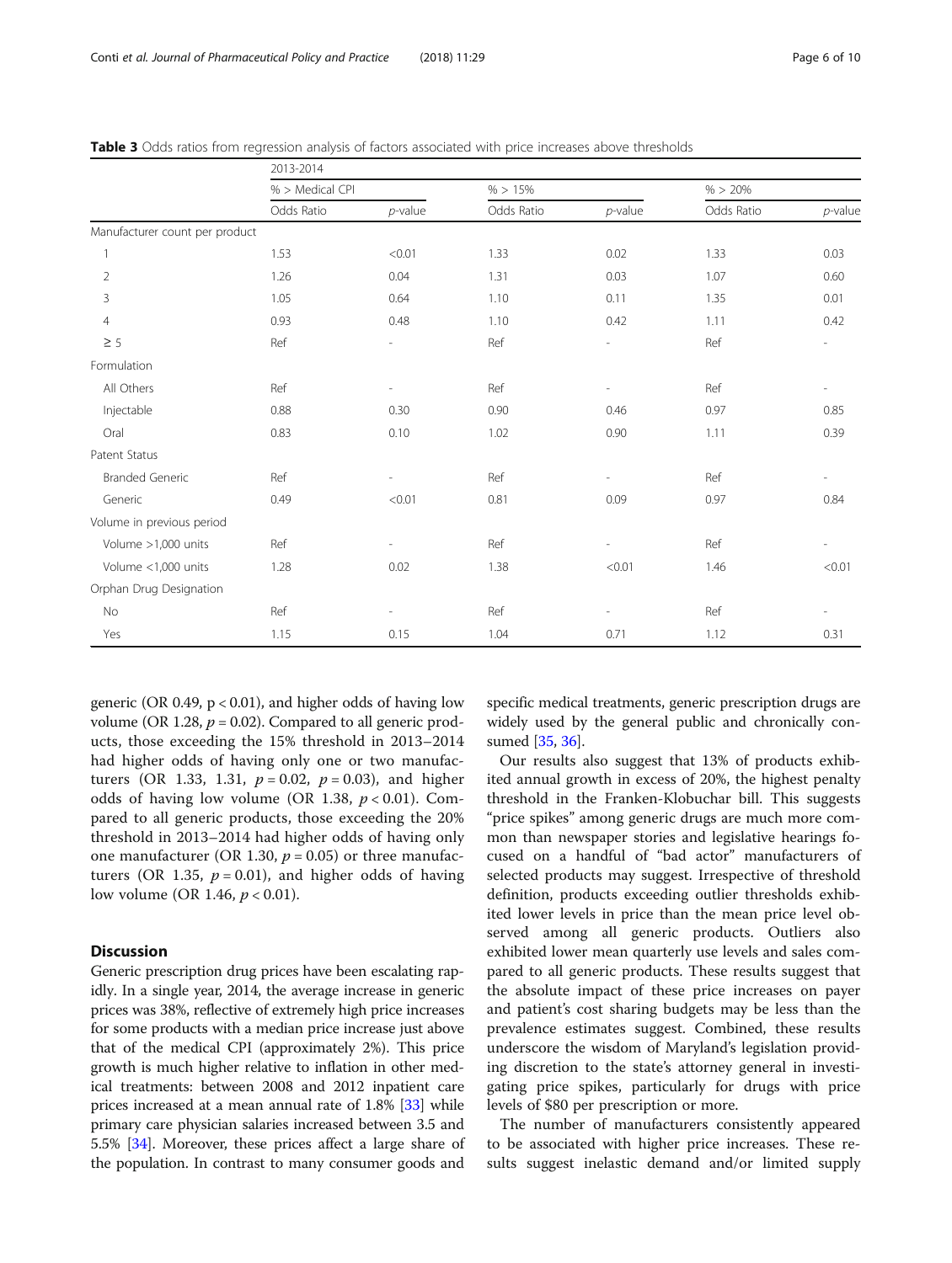**Table 3** Odds ratios from regression analysis of factors associated with price increases above thresholds

| | 2013-2014 | | | | | |
|---|---|---|---|---|---|---|
| | % > Medical CPI | | % > 15% | | % > 20% | |
| | Odds Ratio | *p*-value | Odds Ratio | *p*-value | Odds Ratio | *p*-value |
| Manufacturer count per product | | | | | | |
| 1 | 1.53 | <0.01 | 1.33 | 0.02 | 1.33 | 0.03 |
| 2 | 1.26 | 0.04 | 1.31 | 0.03 | 1.07 | 0.60 |
| 3 | 1.05 | 0.64 | 1.10 | 0.11 | 1.35 | 0.01 |
| 4 | 0.93 | 0.48 | 1.10 | 0.42 | 1.11 | 0.42 |
| ≥ 5 | Ref | - | Ref | - | Ref | - |
| Formulation | | | | | | |
| All Others | Ref | - | Ref | - | Ref | - |
| Injectable | 0.88 | 0.30 | 0.90 | 0.46 | 0.97 | 0.85 |
| Oral | 0.83 | 0.10 | 1.02 | 0.90 | 1.11 | 0.39 |
| Patent Status | | | | | | |
| Branded Generic | Ref | - | Ref | - | Ref | - |
| Generic | 0.49 | <0.01 | 0.81 | 0.09 | 0.97 | 0.84 |
| Volume in previous period | | | | | | |
| Volume >1,000 units | Ref | - | Ref | - | Ref | - |
| Volume <1,000 units | 1.28 | 0.02 | 1.38 | <0.01 | 1.46 | <0.01 |
| Orphan Drug Designation | | | | | | |
| No | Ref | - | Ref | - | Ref | - |
| Yes | 1.15 | 0.15 | 1.04 | 0.71 | 1.12 | 0.31 |

generic (OR 0.49, $p < 0.01$), and higher odds of having low volume (OR 1.28, $p = 0.02$). Compared to all generic products, those exceeding the 15% threshold in 2013–2014 had higher odds of having only one or two manufacturers (OR 1.33, 1.31, $p = 0.02$, $p = 0.03$), and higher odds of having low volume (OR 1.38, $p < 0.01$). Compared to all generic products, those exceeding the 20% threshold in 2013–2014 had higher odds of having only one manufacturer (OR 1.30, $p = 0.05$) or three manufacturers (OR 1.35, $p = 0.01$), and higher odds of having low volume (OR 1.46, $p < 0.01$).

## Discussion

Generic prescription drug prices have been escalating rapidly. In a single year, 2014, the average increase in generic prices was 38%, reflective of extremely high price increases for some products with a median price increase just above that of the medical CPI (approximately 2%). This price growth is much higher relative to inflation in other medical treatments: between 2008 and 2012 inpatient care prices increased at a mean annual rate of 1.8% [33] while primary care physician salaries increased between 3.5 and 5.5% [34]. Moreover, these prices affect a large share of the population. In contrast to many consumer goods and specific medical treatments, generic prescription drugs are widely used by the general public and chronically consumed [35, 36].

Our results also suggest that 13% of products exhibited annual growth in excess of 20%, the highest penalty threshold in the Franken-Klobuchar bill. This suggests "price spikes" among generic drugs are much more common than newspaper stories and legislative hearings focused on a handful of "bad actor" manufacturers of selected products may suggest. Irrespective of threshold definition, products exceeding outlier thresholds exhibited lower levels in price than the mean price level observed among all generic products. Outliers also exhibited lower mean quarterly use levels and sales compared to all generic products. These results suggest that the absolute impact of these price increases on payer and patient's cost sharing budgets may be less than the prevalence estimates suggest. Combined, these results underscore the wisdom of Maryland's legislation providing discretion to the state's attorney general in investigating price spikes, particularly for drugs with price levels of $80 per prescription or more.

The number of manufacturers consistently appeared to be associated with higher price increases. These results suggest inelastic demand and/or limited supply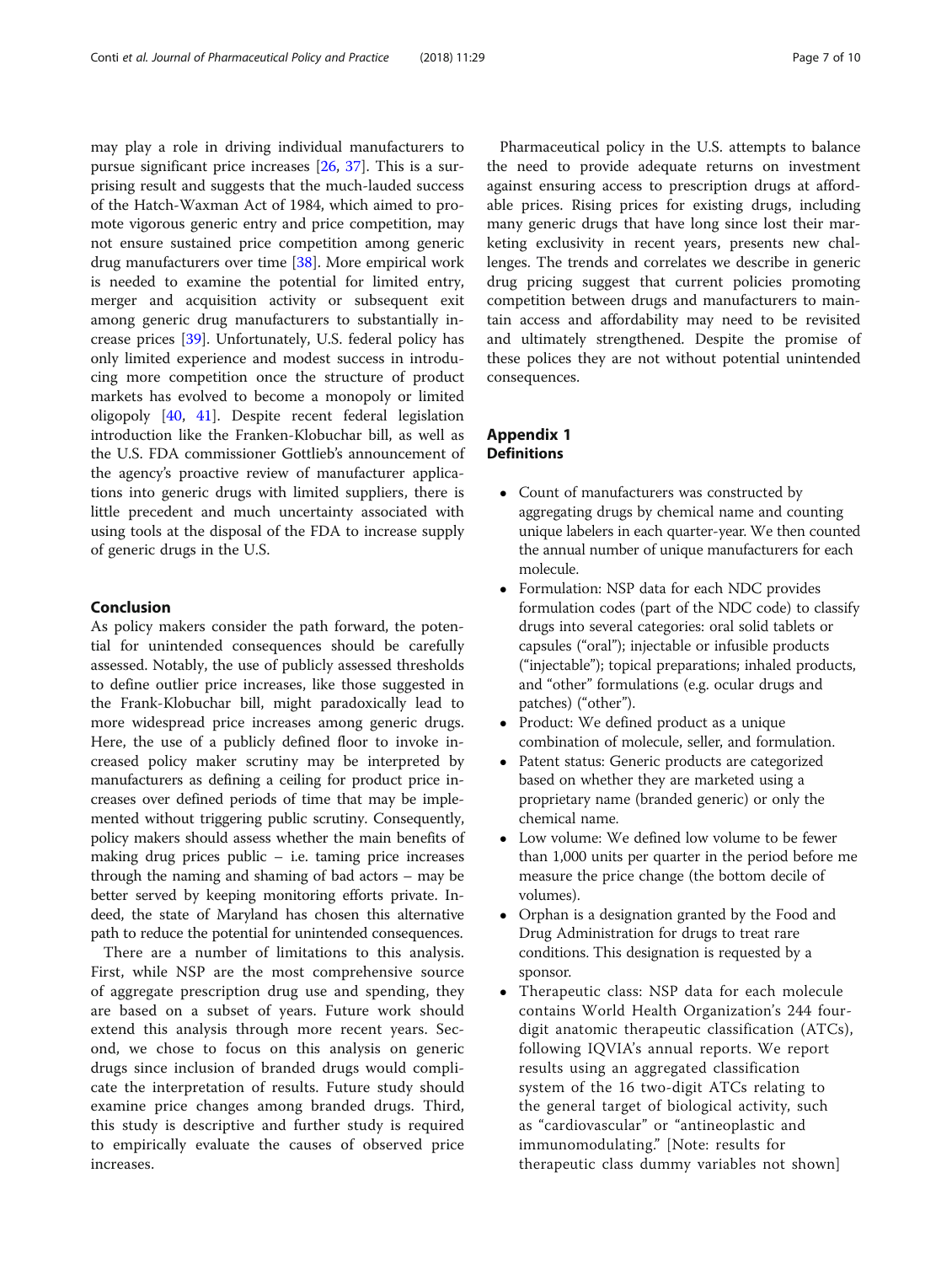may play a role in driving individual manufacturers to pursue significant price increases [26, 37]. This is a surprising result and suggests that the much-lauded success of the Hatch-Waxman Act of 1984, which aimed to promote vigorous generic entry and price competition, may not ensure sustained price competition among generic drug manufacturers over time [38]. More empirical work is needed to examine the potential for limited entry, merger and acquisition activity or subsequent exit among generic drug manufacturers to substantially increase prices [39]. Unfortunately, U.S. federal policy has only limited experience and modest success in introducing more competition once the structure of product markets has evolved to become a monopoly or limited oligopoly [40, 41]. Despite recent federal legislation introduction like the Franken-Klobuchar bill, as well as the U.S. FDA commissioner Gottlieb's announcement of the agency's proactive review of manufacturer applications into generic drugs with limited suppliers, there is little precedent and much uncertainty associated with using tools at the disposal of the FDA to increase supply of generic drugs in the U.S.

## Conclusion

As policy makers consider the path forward, the potential for unintended consequences should be carefully assessed. Notably, the use of publicly assessed thresholds to define outlier price increases, like those suggested in the Frank-Klobuchar bill, might paradoxically lead to more widespread price increases among generic drugs. Here, the use of a publicly defined floor to invoke increased policy maker scrutiny may be interpreted by manufacturers as defining a ceiling for product price increases over defined periods of time that may be implemented without triggering public scrutiny. Consequently, policy makers should assess whether the main benefits of making drug prices public – i.e. taming price increases through the naming and shaming of bad actors – may be better served by keeping monitoring efforts private. Indeed, the state of Maryland has chosen this alternative path to reduce the potential for unintended consequences.

There are a number of limitations to this analysis. First, while NSP are the most comprehensive source of aggregate prescription drug use and spending, they are based on a subset of years. Future work should extend this analysis through more recent years. Second, we chose to focus on this analysis on generic drugs since inclusion of branded drugs would complicate the interpretation of results. Future study should examine price changes among branded drugs. Third, this study is descriptive and further study is required to empirically evaluate the causes of observed price increases.

Pharmaceutical policy in the U.S. attempts to balance the need to provide adequate returns on investment against ensuring access to prescription drugs at affordable prices. Rising prices for existing drugs, including many generic drugs that have long since lost their marketing exclusivity in recent years, presents new challenges. The trends and correlates we describe in generic drug pricing suggest that current policies promoting competition between drugs and manufacturers to maintain access and affordability may need to be revisited and ultimately strengthened. Despite the promise of these polices they are not without potential unintended consequences.

## Appendix 1
### Definitions

- Count of manufacturers was constructed by aggregating drugs by chemical name and counting unique labelers in each quarter-year. We then counted the annual number of unique manufacturers for each molecule.
- Formulation: NSP data for each NDC provides formulation codes (part of the NDC code) to classify drugs into several categories: oral solid tablets or capsules ("oral"); injectable or infusible products ("injectable"); topical preparations; inhaled products, and "other" formulations (e.g. ocular drugs and patches) ("other").
- Product: We defined product as a unique combination of molecule, seller, and formulation.
- Patent status: Generic products are categorized based on whether they are marketed using a proprietary name (branded generic) or only the chemical name.
- Low volume: We defined low volume to be fewer than 1,000 units per quarter in the period before me measure the price change (the bottom decile of volumes).
- Orphan is a designation granted by the Food and Drug Administration for drugs to treat rare conditions. This designation is requested by a sponsor.
- Therapeutic class: NSP data for each molecule contains World Health Organization's 244 four-digit anatomic therapeutic classification (ATCs), following IQVIA's annual reports. We report results using an aggregated classification system of the 16 two-digit ATCs relating to the general target of biological activity, such as "cardiovascular" or "antineoplastic and immunomodulating." [Note: results for therapeutic class dummy variables not shown]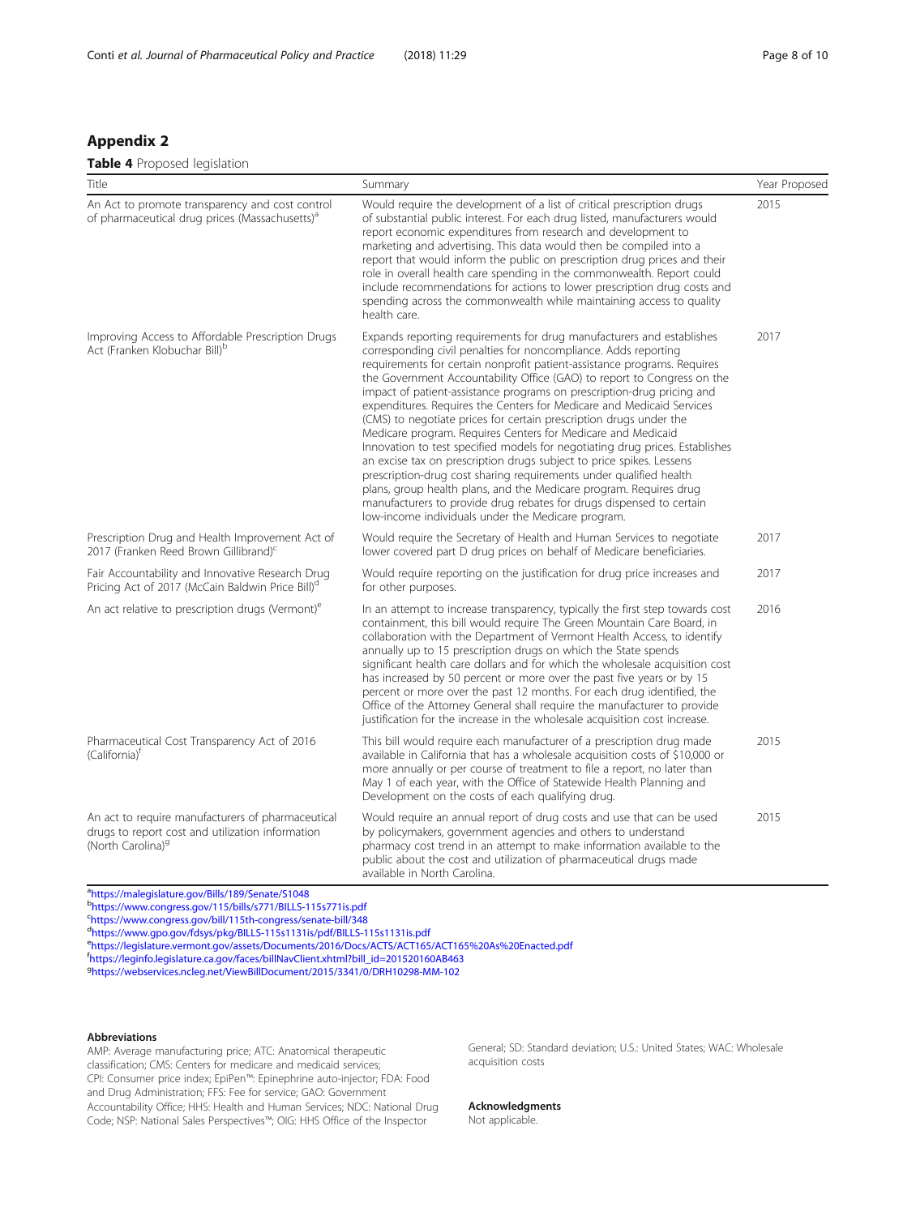## Appendix 2

**Table 4** Proposed legislation

| Title | Summary | Year Proposed |
|---|---|---|
| An Act to promote transparency and cost control of pharmaceutical drug prices (Massachusetts)[a] | Would require the development of a list of critical prescription drugs of substantial public interest. For each drug listed, manufacturers would report economic expenditures from research and development to marketing and advertising. This data would then be compiled into a report that would inform the public on prescription drug prices and their role in overall health care spending in the commonwealth. Report could include recommendations for actions to lower prescription drug costs and spending across the commonwealth while maintaining access to quality health care. | 2015 |
| Improving Access to Affordable Prescription Drugs Act (Franken Klobuchar Bill)[b] | Expands reporting requirements for drug manufacturers and establishes corresponding civil penalties for noncompliance. Adds reporting requirements for certain nonprofit patient-assistance programs. Requires the Government Accountability Office (GAO) to report to Congress on the impact of patient-assistance programs on prescription-drug pricing and expenditures. Requires the Centers for Medicare and Medicaid Services (CMS) to negotiate prices for certain prescription drugs under the Medicare program. Requires Centers for Medicare and Medicaid Innovation to test specified models for negotiating drug prices. Establishes an excise tax on prescription drugs subject to price spikes. Lessens prescription-drug cost sharing requirements under qualified health plans, group health plans, and the Medicare program. Requires drug manufacturers to provide drug rebates for drugs dispensed to certain low-income individuals under the Medicare program. | 2017 |
| Prescription Drug and Health Improvement Act of 2017 (Franken Reed Brown Gillibrand)[c] | Would require the Secretary of Health and Human Services to negotiate lower covered part D drug prices on behalf of Medicare beneficiaries. | 2017 |
| Fair Accountability and Innovative Research Drug Pricing Act of 2017 (McCain Baldwin Price Bill)[d] | Would require reporting on the justification for drug price increases and for other purposes. | 2017 |
| An act relative to prescription drugs (Vermont)[e] | In an attempt to increase transparency, typically the first step towards cost containment, this bill would require The Green Mountain Care Board, in collaboration with the Department of Vermont Health Access, to identify annually up to 15 prescription drugs on which the State spends significant health care dollars and for which the wholesale acquisition cost has increased by 50 percent or more over the past five years or by 15 percent or more over the past 12 months. For each drug identified, the Office of the Attorney General shall require the manufacturer to provide justification for the increase in the wholesale acquisition cost increase. | 2016 |
| Pharmaceutical Cost Transparency Act of 2016 (California)[f] | This bill would require each manufacturer of a prescription drug made available in California that has a wholesale acquisition costs of $10,000 or more annually or per course of treatment to file a report, no later than May 1 of each year, with the Office of Statewide Health Planning and Development on the costs of each qualifying drug. | 2015 |
| An act to require manufacturers of pharmaceutical drugs to report cost and utilization information (North Carolina)[g] | Would require an annual report of drug costs and use that can be used by policymakers, government agencies and others to understand pharmacy cost trend in an attempt to make information available to the public about the cost and utilization of pharmaceutical drugs made available in North Carolina. | 2015 |

[a] https://malegislature.gov/Bills/189/Senate/S1048
[b] https://www.congress.gov/115/bills/s771/BILLS-115s771is.pdf
[c] https://www.congress.gov/bill/115th-congress/senate-bill/348
[d] https://www.gpo.gov/fdsys/pkg/BILLS-115s1131is/pdf/BILLS-115s1131is.pdf
[e] https://legislature.vermont.gov/assets/Documents/2016/Docs/ACTS/ACT165/ACT165%20As%20Enacted.pdf
[f] https://leginfo.legislature.ca.gov/faces/billNavClient.xhtml?bill_id=201520160AB463
[g] https://webservices.ncleg.net/ViewBillDocument/2015/3341/0/DRH10298-MM-102

#### Abbreviations

AMP: Average manufacturing price; ATC: Anatomical therapeutic classification; CMS: Centers for medicare and medicaid services; CPI: Consumer price index; EpiPen™: Epinephrine auto-injector; FDA: Food and Drug Administration; FFS: Fee for service; GAO: Government Accountability Office; HHS: Health and Human Services; NDC: National Drug Code; NSP: National Sales Perspectives™; OIG: HHS Office of the Inspector General; SD: Standard deviation; U.S.: United States; WAC: Wholesale acquisition costs

#### Acknowledgments

Not applicable.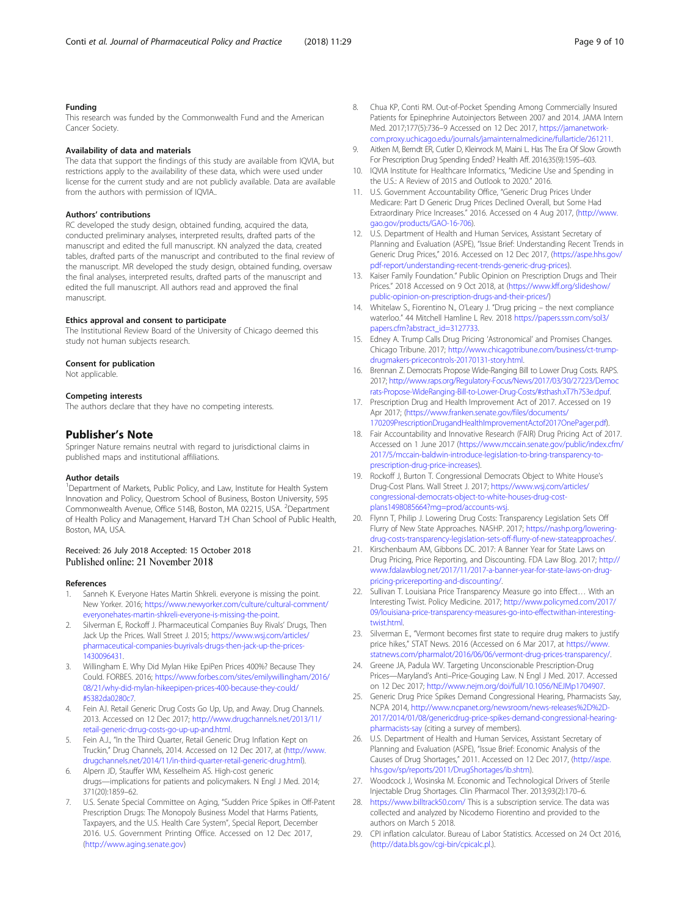### Funding

This research was funded by the Commonwealth Fund and the American Cancer Society.

### Availability of data and materials

The data that support the findings of this study are available from IQVIA, but restrictions apply to the availability of these data, which were used under license for the current study and are not publicly available. Data are available from the authors with permission of IQVIA..

### Authors' contributions

RC developed the study design, obtained funding, acquired the data, conducted preliminary analyses, interpreted results, drafted parts of the manuscript and edited the full manuscript. KN analyzed the data, created tables, drafted parts of the manuscript and contributed to the final review of the manuscript. MR developed the study design, obtained funding, oversaw the final analyses, interpreted results, drafted parts of the manuscript and edited the full manuscript. All authors read and approved the final manuscript.

### Ethics approval and consent to participate

The Institutional Review Board of the University of Chicago deemed this study not human subjects research.

### Consent for publication

Not applicable.

### Competing interests

The authors declare that they have no competing interests.

## Publisher's Note

Springer Nature remains neutral with regard to jurisdictional claims in published maps and institutional affiliations.

### Author details

[1]Department of Markets, Public Policy, and Law, Institute for Health System Innovation and Policy, Questrom School of Business, Boston University, 595 Commonwealth Avenue, Office 514B, Boston, MA 02215, USA. [2]Department of Health Policy and Management, Harvard T.H Chan School of Public Health, Boston, MA, USA.

Received: 26 July 2018 Accepted: 15 October 2018
Published online: 21 November 2018

### References

1. Sanneh K. Everyone Hates Martin Shkreli. everyone is missing the point. New Yorker. 2016; https://www.newyorker.com/culture/cultural-comment/everyonehates-martin-shkreli-everyone-is-missing-the-point.
2. Silverman E, Rockoff J. Pharmaceutical Companies Buy Rivals' Drugs, Then Jack Up the Prices. Wall Street J. 2015; https://www.wsj.com/articles/pharmaceutical-companies-buyrivals-drugs-then-jack-up-the-prices-1430096431.
3. Willingham E. Why Did Mylan Hike EpiPen Prices 400%? Because They Could. FORBES. 2016; https://www.forbes.com/sites/emilywillingham/2016/08/21/why-did-mylan-hikeepipen-prices-400-because-they-could/#5382da0280c7.
4. Fein AJ. Retail Generic Drug Costs Go Up, Up, and Away. Drug Channels. 2013. Accessed on 12 Dec 2017; http://www.drugchannels.net/2013/11/retail-generic-drrug-costs-go-up-up-and.html.
5. Fein A.J., "In the Third Quarter, Retail Generic Drug Inflation Kept on Truckin," Drug Channels, 2014. Accessed on 12 Dec 2017, at (http://www.drugchannels.net/2014/11/in-third-quarter-retail-generic-drug.html).
6. Alpern JD, Stauffer WM, Kesselheim AS. High-cost generic drugs—implications for patients and policymakers. N Engl J Med. 2014; 371(20):1859–62.
7. U.S. Senate Special Committee on Aging, "Sudden Price Spikes in Off-Patent Prescription Drugs: The Monopoly Business Model that Harms Patients, Taxpayers, and the U.S. Health Care System", Special Report, December 2016. U.S. Government Printing Office. Accessed on 12 Dec 2017, (http://www.aging.senate.gov)
8. Chua KP, Conti RM. Out-of-Pocket Spending Among Commercially Insured Patients for Epinephrine Autoinjectors Between 2007 and 2014. JAMA Intern Med. 2017;177(5):736–9 Accessed on 12 Dec 2017, https://jamanetwork-com.proxy.uchicago.edu/journals/jamainternalmedicine/fullarticle/261211.
9. Aitken M, Berndt ER, Cutler D, Kleinrock M, Maini L. Has The Era Of Slow Growth For Prescription Drug Spending Ended? Health Aff. 2016;35(9):1595–603.
10. IQVIA Institute for Healthcare Informatics, "Medicine Use and Spending in the U.S.: A Review of 2015 and Outlook to 2020." 2016.
11. U.S. Government Accountability Office, "Generic Drug Prices Under Medicare: Part D Generic Drug Prices Declined Overall, but Some Had Extraordinary Price Increases." 2016. Accessed on 4 Aug 2017, (http://www.gao.gov/products/GAO-16-706).
12. U.S. Department of Health and Human Services, Assistant Secretary of Planning and Evaluation (ASPE), "Issue Brief: Understanding Recent Trends in Generic Drug Prices," 2016. Accessed on 12 Dec 2017, (https://aspe.hhs.gov/pdf-report/understanding-recent-trends-generic-drug-prices).
13. Kaiser Family Foundation." Public Opinion on Prescription Drugs and Their Prices." 2018 Accessed on 9 Oct 2018, at (https://www.kff.org/slideshow/public-opinion-on-prescription-drugs-and-their-prices/)
14. Whitelaw S., Fiorentino N., O'Leary J. "Drug pricing – the next compliance waterloo." 44 Mitchell Hamline L Rev. 2018 https://papers.ssrn.com/sol3/papers.cfm?abstract_id=3127733.
15. Edney A. Trump Calls Drug Pricing 'Astronomical' and Promises Changes. Chicago Tribune. 2017; http://www.chicagotribune.com/business/ct-trump-drugmakers-pricecontrols-20170131-story.html.
16. Brennan Z. Democrats Propose Wide-Ranging Bill to Lower Drug Costs. RAPS. 2017; http://www.raps.org/Regulatory-Focus/News/2017/03/30/27223/Democrats-Propose-WideRanging-Bill-to-Lower-Drug-Costs/#sthash.xT7h7S3e.dpuf.
17. Prescription Drug and Health Improvement Act of 2017. Accessed on 19 Apr 2017; (https://www.franken.senate.gov/files/documents/170209PrescriptionDrugandHealthImprovementActof2017OnePager.pdf).
18. Fair Accountability and Innovative Research (FAIR) Drug Pricing Act of 2017. Accessed on 1 June 2017 (https://www.mccain.senate.gov/public/index.cfm/2017/5/mccain-baldwin-introduce-legislation-to-bring-transparency-to-prescription-drug-price-increases).
19. Rockoff J, Burton T. Congressional Democrats Object to White House's Drug-Cost Plans. Wall Street J. 2017; https://www.wsj.com/articles/congressional-democrats-object-to-white-houses-drug-cost-plans1498085664?mg=prod/accounts-wsj.
20. Flynn T, Philip J. Lowering Drug Costs: Transparency Legislation Sets Off Flurry of New State Approaches. NASHP. 2017; https://nashp.org/lowering-drug-costs-transparency-legislation-sets-off-flurry-of-new-stateapproaches/.
21. Kirschenbaum AM, Gibbons DC. 2017: A Banner Year for State Laws on Drug Pricing, Price Reporting, and Discounting. FDA Law Blog. 2017; http://www.fdalawblog.net/2017/11/2017-a-banner-year-for-state-laws-on-drug-pricing-pricereporting-and-discounting/.
22. Sullivan T. Louisiana Price Transparency Measure go into Effect… With an Interesting Twist. Policy Medicine. 2017; http://www.policymed.com/2017/09/louisiana-price-transparency-measures-go-into-effectwithan-interesting-twist.html.
23. Silverman E., "Vermont becomes first state to require drug makers to justify price hikes," STAT News. 2016 (Accessed on 6 Mar 2017, at https://www.statnews.com/pharmalot/2016/06/06/vermont-drug-prices-transparency/.
24. Greene JA, Padula WV. Targeting Unconscionable Prescription-Drug Prices—Maryland's Anti–Price-Gouging Law. N Engl J Med. 2017. Accessed on 12 Dec 2017; http://www.nejm.org/doi/full/10.1056/NEJMp1704907.
25. Generic Drug Price Spikes Demand Congressional Hearing, Pharmacists Say, NCPA 2014, http://www.ncpanet.org/newsroom/news-releases%2D%2D-2017/2014/01/08/genericdrug-price-spikes-demand-congressional-hearing-pharmacists-say (citing a survey of members).
26. U.S. Department of Health and Human Services, Assistant Secretary of Planning and Evaluation (ASPE), "Issue Brief: Economic Analysis of the Causes of Drug Shortages," 2011. Accessed on 12 Dec 2017, (http://aspe.hhs.gov/sp/reports/2011/DrugShortages/ib.shtm).
27. Woodcock J, Wosinska M. Economic and Technological Drivers of Sterile Injectable Drug Shortages. Clin Pharmacol Ther. 2013;93(2):170–6.
28. https://www.billtrack50.com/ This is a subscription service. The data was collected and analyzed by Nicodemo Fiorentino and provided to the authors on March 5 2018.
29. CPI inflation calculator. Bureau of Labor Statistics. Accessed on 24 Oct 2016, (http://data.bls.gov/cgi-bin/cpicalc.pl.).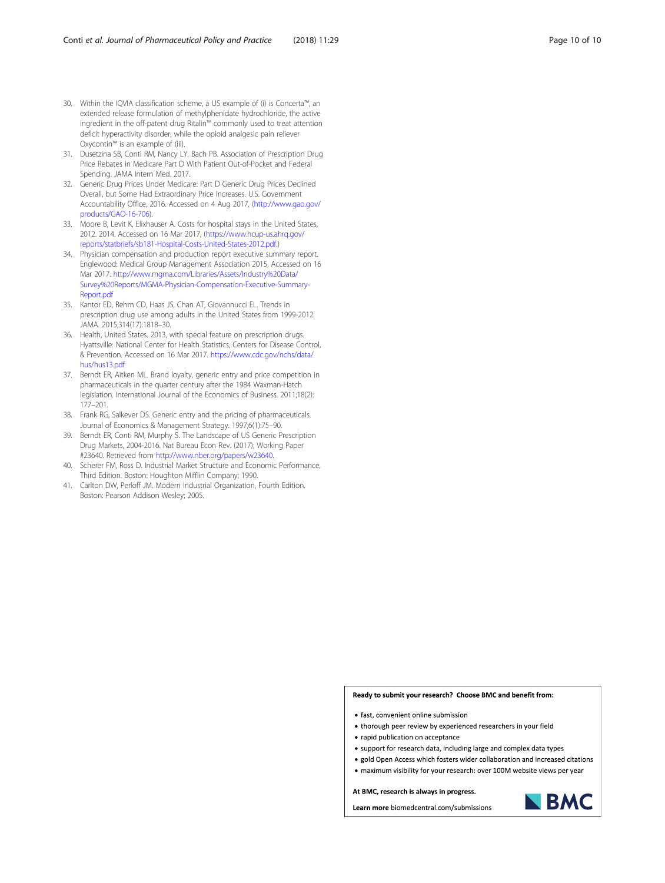30. Within the IQVIA classification scheme, a US example of (i) is Concerta™, an extended release formulation of methylphenidate hydrochloride, the active ingredient in the off-patent drug Ritalin™ commonly used to treat attention deficit hyperactivity disorder, while the opioid analgesic pain reliever Oxycontin™ is an example of (iii).
31. Dusetzina SB, Conti RM, Nancy LY, Bach PB. Association of Prescription Drug Price Rebates in Medicare Part D With Patient Out-of-Pocket and Federal Spending. JAMA Intern Med. 2017.
32. Generic Drug Prices Under Medicare: Part D Generic Drug Prices Declined Overall, but Some Had Extraordinary Price Increases. U.S. Government Accountability Office, 2016. Accessed on 4 Aug 2017, (http://www.gao.gov/products/GAO-16-706).
33. Moore B, Levit K, Elixhauser A. Costs for hospital stays in the United States, 2012. 2014. Accessed on 16 Mar 2017, (https://www.hcup-us.ahrq.gov/reports/statbriefs/sb181-Hospital-Costs-United-States-2012.pdf.)
34. Physician compensation and production report executive summary report. Englewood: Medical Group Management Association 2015, Accessed on 16 Mar 2017. http://www.mgma.com/Libraries/Assets/Industry%20Data/Survey%20Reports/MGMA-Physician-Compensation-Executive-Summary-Report.pdf
35. Kantor ED, Rehm CD, Haas JS, Chan AT, Giovannucci EL. Trends in prescription drug use among adults in the United States from 1999-2012. JAMA. 2015;314(17):1818–30.
36. Health, United States. 2013, with special feature on prescription drugs. Hyattsville: National Center for Health Statistics, Centers for Disease Control, & Prevention. Accessed on 16 Mar 2017. https://www.cdc.gov/nchs/data/hus/hus13.pdf
37. Berndt ER, Aitken ML. Brand loyalty, generic entry and price competition in pharmaceuticals in the quarter century after the 1984 Waxman-Hatch legislation. International Journal of the Economics of Business. 2011;18(2): 177–201.
38. Frank RG, Salkever DS. Generic entry and the pricing of pharmaceuticals. Journal of Economics & Management Strategy. 1997;6(1):75–90.
39. Berndt ER, Conti RM, Murphy S. The Landscape of US Generic Prescription Drug Markets, 2004-2016. Nat Bureau Econ Rev. (2017); Working Paper #23640. Retrieved from http://www.nber.org/papers/w23640.
40. Scherer FM, Ross D. Industrial Market Structure and Economic Performance, Third Edition. Boston: Houghton Mifflin Company; 1990.
41. Carlton DW, Perloff JM. Modern Industrial Organization, Fourth Edition. Boston: Pearson Addison Wesley; 2005.

**Ready to submit your research? Choose BMC and benefit from:**

- fast, convenient online submission
- thorough peer review by experienced researchers in your field
- rapid publication on acceptance
- support for research data, including large and complex data types
- gold Open Access which fosters wider collaboration and increased citations
- maximum visibility for your research: over 100M website views per year

**At BMC, research is always in progress.**

**Learn more** biomedcentral.com/submissions

BMC